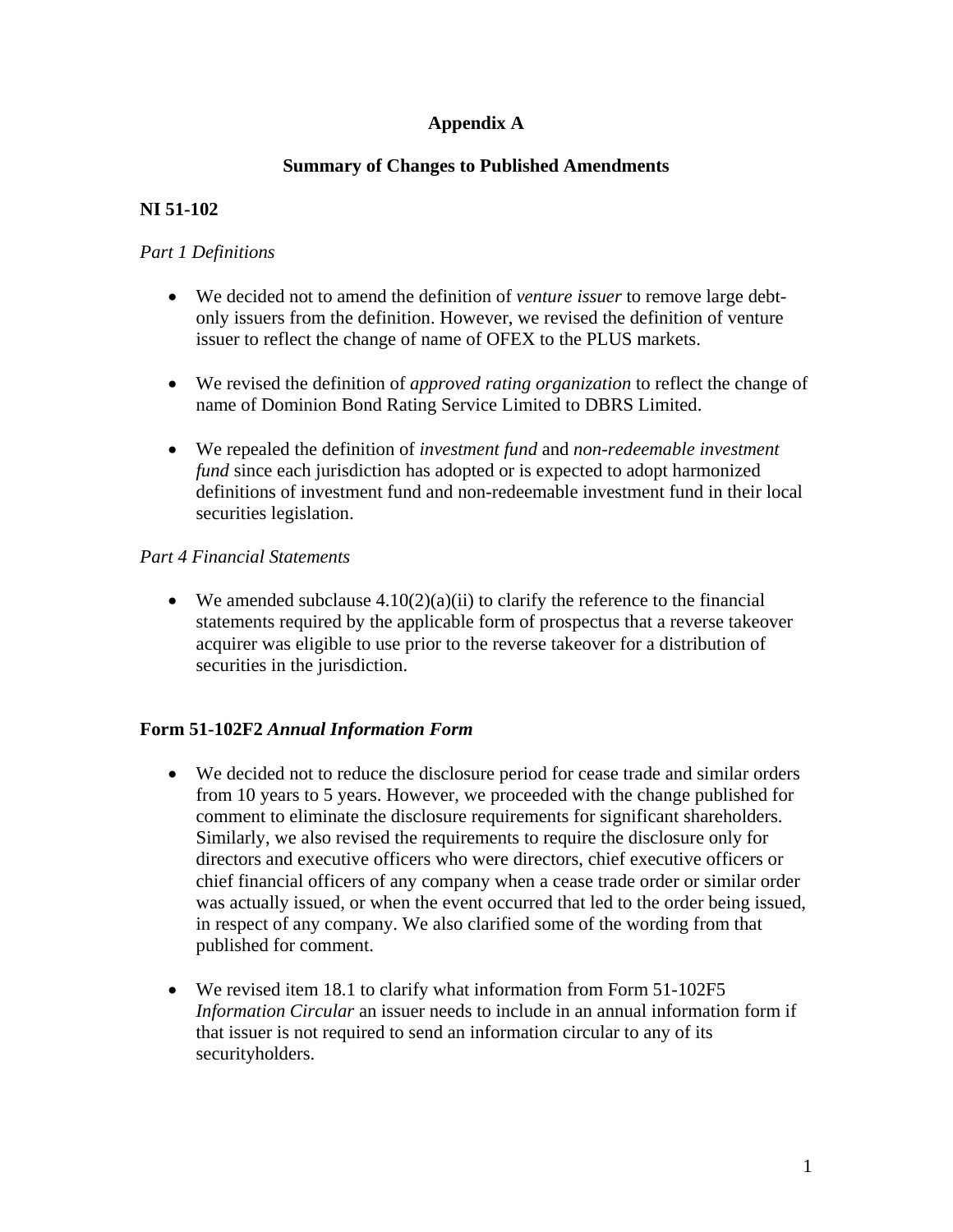# Appendix A

## Summary of Changes to Published Amendments

### NI 51-102

*Part 1 Definitions*

- We decided not to amend the definition of *venture issuer* to remove large debt-only issuers from the definition. However, we revised the definition of venture issuer to reflect the change of name of OFEX to the PLUS markets.

- We revised the definition of *approved rating organization* to reflect the change of name of Dominion Bond Rating Service Limited to DBRS Limited.

- We repealed the definition of *investment fund* and *non-redeemable investment fund* since each jurisdiction has adopted or is expected to adopt harmonized definitions of investment fund and non-redeemable investment fund in their local securities legislation.

*Part 4 Financial Statements*

- We amended subclause 4.10(2)(a)(ii) to clarify the reference to the financial statements required by the applicable form of prospectus that a reverse takeover acquirer was eligible to use prior to the reverse takeover for a distribution of securities in the jurisdiction.

### Form 51-102F2 *Annual Information Form*

- We decided not to reduce the disclosure period for cease trade and similar orders from 10 years to 5 years. However, we proceeded with the change published for comment to eliminate the disclosure requirements for significant shareholders. Similarly, we also revised the requirements to require the disclosure only for directors and executive officers who were directors, chief executive officers or chief financial officers of any company when a cease trade order or similar order was actually issued, or when the event occurred that led to the order being issued, in respect of any company. We also clarified some of the wording from that published for comment.

- We revised item 18.1 to clarify what information from Form 51-102F5 *Information Circular* an issuer needs to include in an annual information form if that issuer is not required to send an information circular to any of its securityholders.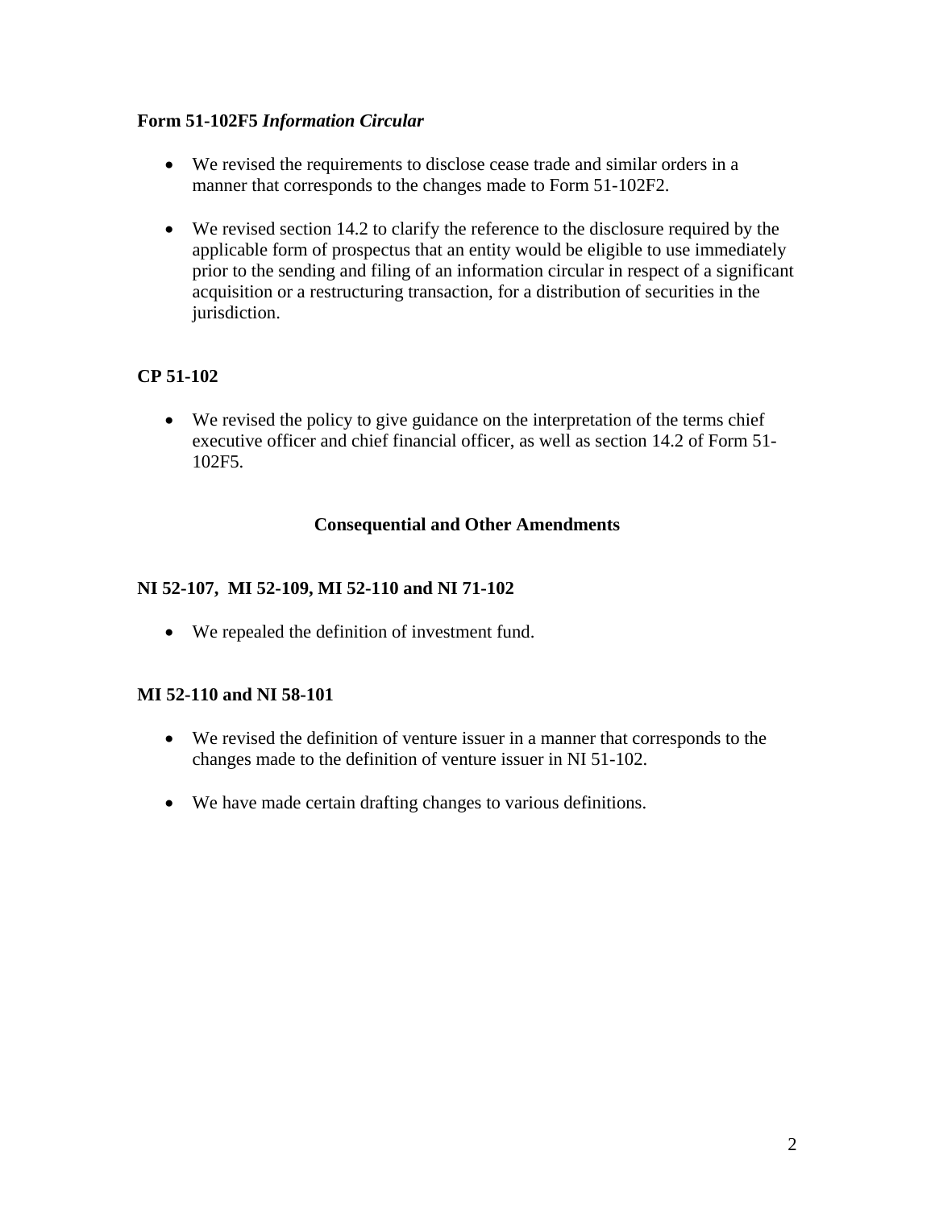**Form 51-102F5** ***Information Circular***

- We revised the requirements to disclose cease trade and similar orders in a manner that corresponds to the changes made to Form 51-102F2.

- We revised section 14.2 to clarify the reference to the disclosure required by the applicable form of prospectus that an entity would be eligible to use immediately prior to the sending and filing of an information circular in respect of a significant acquisition or a restructuring transaction, for a distribution of securities in the jurisdiction.

**CP 51-102**

- We revised the policy to give guidance on the interpretation of the terms chief executive officer and chief financial officer, as well as section 14.2 of Form 51-102F5.

## Consequential and Other Amendments

**NI 52-107, MI 52-109, MI 52-110 and NI 71-102**

- We repealed the definition of investment fund.

**MI 52-110 and NI 58-101**

- We revised the definition of venture issuer in a manner that corresponds to the changes made to the definition of venture issuer in NI 51-102.

- We have made certain drafting changes to various definitions.